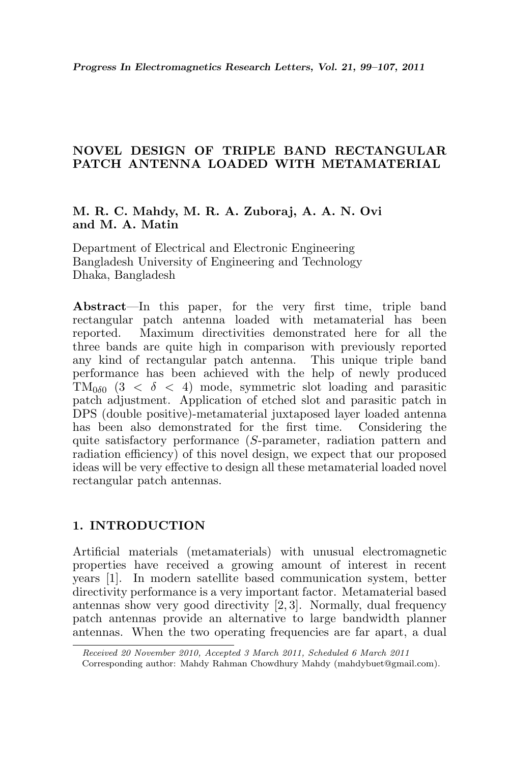# NOVEL DESIGN OF TRIPLE BAND RECTANGULAR PATCH ANTENNA LOADED WITH METAMATERIAL

**M. R. C. Mahdy, M. R. A. Zuboraj, A. A. N. Ovi and M. A. Matin**

Department of Electrical and Electronic Engineering
Bangladesh University of Engineering and Technology
Dhaka, Bangladesh

**Abstract**—In this paper, for the very first time, triple band rectangular patch antenna loaded with metamaterial has been reported. Maximum directivities demonstrated here for all the three bands are quite high in comparison with previously reported any kind of rectangular patch antenna. This unique triple band performance has been achieved with the help of newly produced $TM_{0\delta 0}$ ($3 < \delta < 4$) mode, symmetric slot loading and parasitic patch adjustment. Application of etched slot and parasitic patch in DPS (double positive)-metamaterial juxtaposed layer loaded antenna has been also demonstrated for the first time. Considering the quite satisfactory performance ($S$-parameter, radiation pattern and radiation efficiency) of this novel design, we expect that our proposed ideas will be very effective to design all these metamaterial loaded novel rectangular patch antennas.

## 1. INTRODUCTION

Artificial materials (metamaterials) with unusual electromagnetic properties have received a growing amount of interest in recent years [1]. In modern satellite based communication system, better directivity performance is a very important factor. Metamaterial based antennas show very good directivity [2, 3]. Normally, dual frequency patch antennas provide an alternative to large bandwidth planner antennas. When the two operating frequencies are far apart, a dual

*Received 20 November 2010, Accepted 3 March 2011, Scheduled 6 March 2011*
Corresponding author: Mahdy Rahman Chowdhury Mahdy (mahdybuet@gmail.com).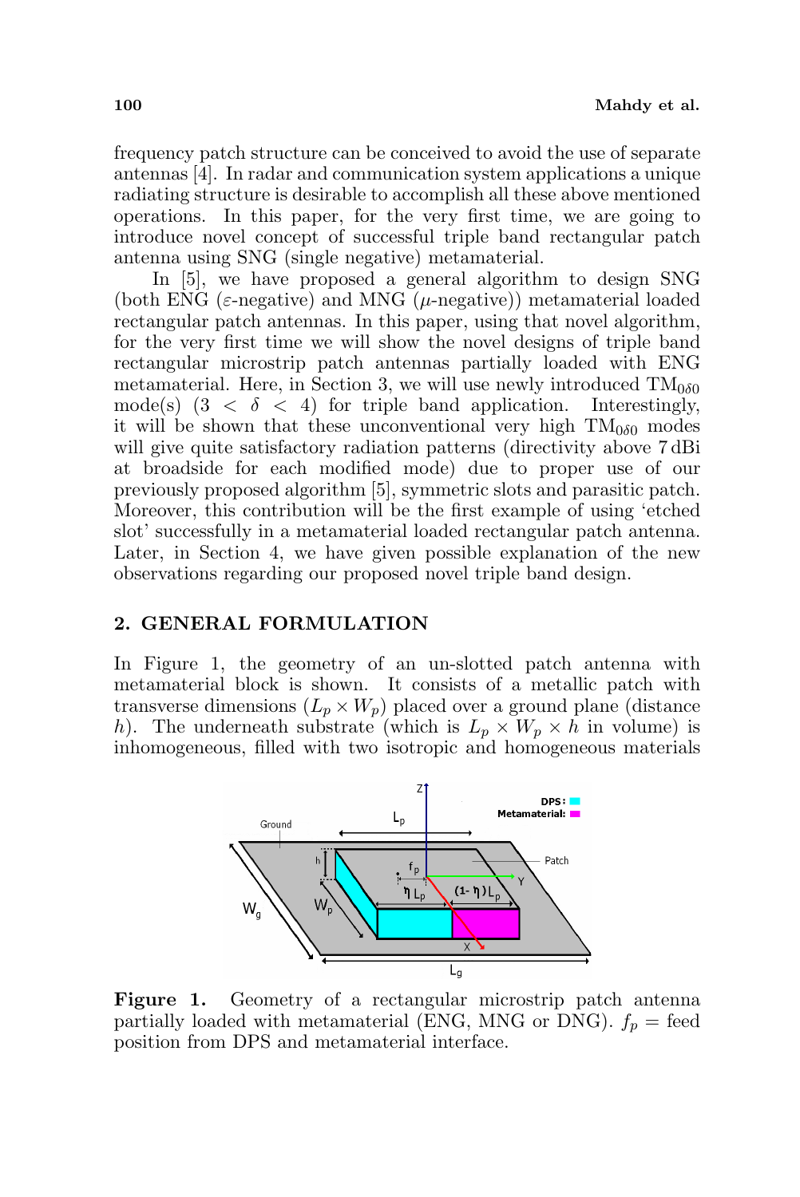frequency patch structure can be conceived to avoid the use of separate antennas [4]. In radar and communication system applications a unique radiating structure is desirable to accomplish all these above mentioned operations. In this paper, for the very first time, we are going to introduce novel concept of successful triple band rectangular patch antenna using SNG (single negative) metamaterial.

In [5], we have proposed a general algorithm to design SNG (both ENG ($\varepsilon$-negative) and MNG ($\mu$-negative)) metamaterial loaded rectangular patch antennas. In this paper, using that novel algorithm, for the very first time we will show the novel designs of triple band rectangular microstrip patch antennas partially loaded with ENG metamaterial. Here, in Section 3, we will use newly introduced $\mathrm{TM}_{0\delta 0}$ mode(s) ($3 < \delta < 4$) for triple band application. Interestingly, it will be shown that these unconventional very high $\mathrm{TM}_{0\delta 0}$ modes will give quite satisfactory radiation patterns (directivity above 7 dBi at broadside for each modified mode) due to proper use of our previously proposed algorithm [5], symmetric slots and parasitic patch. Moreover, this contribution will be the first example of using 'etched slot' successfully in a metamaterial loaded rectangular patch antenna. Later, in Section 4, we have given possible explanation of the new observations regarding our proposed novel triple band design.

## 2. GENERAL FORMULATION

In Figure 1, the geometry of an un-slotted patch antenna with metamaterial block is shown. It consists of a metallic patch with transverse dimensions ($L_p \times W_p$) placed over a ground plane (distance $h$). The underneath substrate (which is $L_p \times W_p \times h$ in volume) is inhomogeneous, filled with two isotropic and homogeneous materials

**Figure 1.** Geometry of a rectangular microstrip patch antenna partially loaded with metamaterial (ENG, MNG or DNG). $f_p$ = feed position from DPS and metamaterial interface.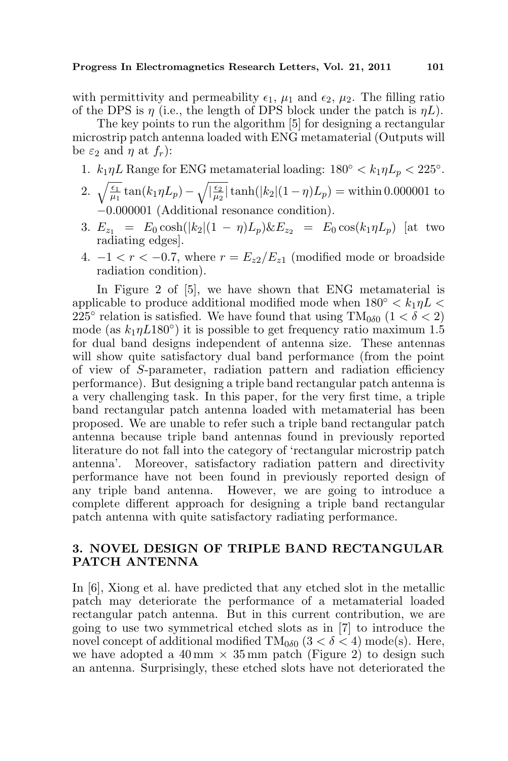with permittivity and permeability $\epsilon_1$, $\mu_1$ and $\epsilon_2$, $\mu_2$. The filling ratio of the DPS is $\eta$ (i.e., the length of DPS block under the patch is $\eta L$).

The key points to run the algorithm [5] for designing a rectangular microstrip patch antenna loaded with ENG metamaterial (Outputs will be $\varepsilon_2$ and $\eta$ at $f_r$):

1. $k_1\eta L$ Range for ENG metamaterial loading: $180^\circ < k_1\eta L_p < 225^\circ$.
2. $\sqrt{\frac{\epsilon_1}{\mu_1}}\tan(k_1\eta L_p) - \sqrt{|\frac{\epsilon_2}{\mu_2}|}\tanh(|k_2|(1-\eta)L_p) =$ within 0.000001 to $-0.000001$ (Additional resonance condition).
3. $E_{z_1} = E_0\cosh(|k_2|(1-\eta)L_p)\&E_{z_2} = E_0\cos(k_1\eta L_p)$ [at two radiating edges].
4. $-1 < r < -0.7$, where $r = E_{z2}/E_{z1}$ (modified mode or broadside radiation condition).

In Figure 2 of [5], we have shown that ENG metamaterial is applicable to produce additional modified mode when $180^\circ < k_1\eta L < 225^\circ$ relation is satisfied. We have found that using $\text{TM}_{0\delta 0}$ $(1 < \delta < 2)$ mode (as $k_1\eta L 180^\circ$) it is possible to get frequency ratio maximum 1.5 for dual band designs independent of antenna size. These antennas will show quite satisfactory dual band performance (from the point of view of $S$-parameter, radiation pattern and radiation efficiency performance). But designing a triple band rectangular patch antenna is a very challenging task. In this paper, for the very first time, a triple band rectangular patch antenna loaded with metamaterial has been proposed. We are unable to refer such a triple band rectangular patch antenna because triple band antennas found in previously reported literature do not fall into the category of 'rectangular microstrip patch antenna'. Moreover, satisfactory radiation pattern and directivity performance have not been found in previously reported design of any triple band antenna. However, we are going to introduce a complete different approach for designing a triple band rectangular patch antenna with quite satisfactory radiating performance.

## 3. NOVEL DESIGN OF TRIPLE BAND RECTANGULAR PATCH ANTENNA

In [6], Xiong et al. have predicted that any etched slot in the metallic patch may deteriorate the performance of a metamaterial loaded rectangular patch antenna. But in this current contribution, we are going to use two symmetrical etched slots as in [7] to introduce the novel concept of additional modified $\text{TM}_{0\delta 0}$ $(3 < \delta < 4)$ mode(s). Here, we have adopted a $40\,\text{mm} \times 35\,\text{mm}$ patch (Figure 2) to design such an antenna. Surprisingly, these etched slots have not deteriorated the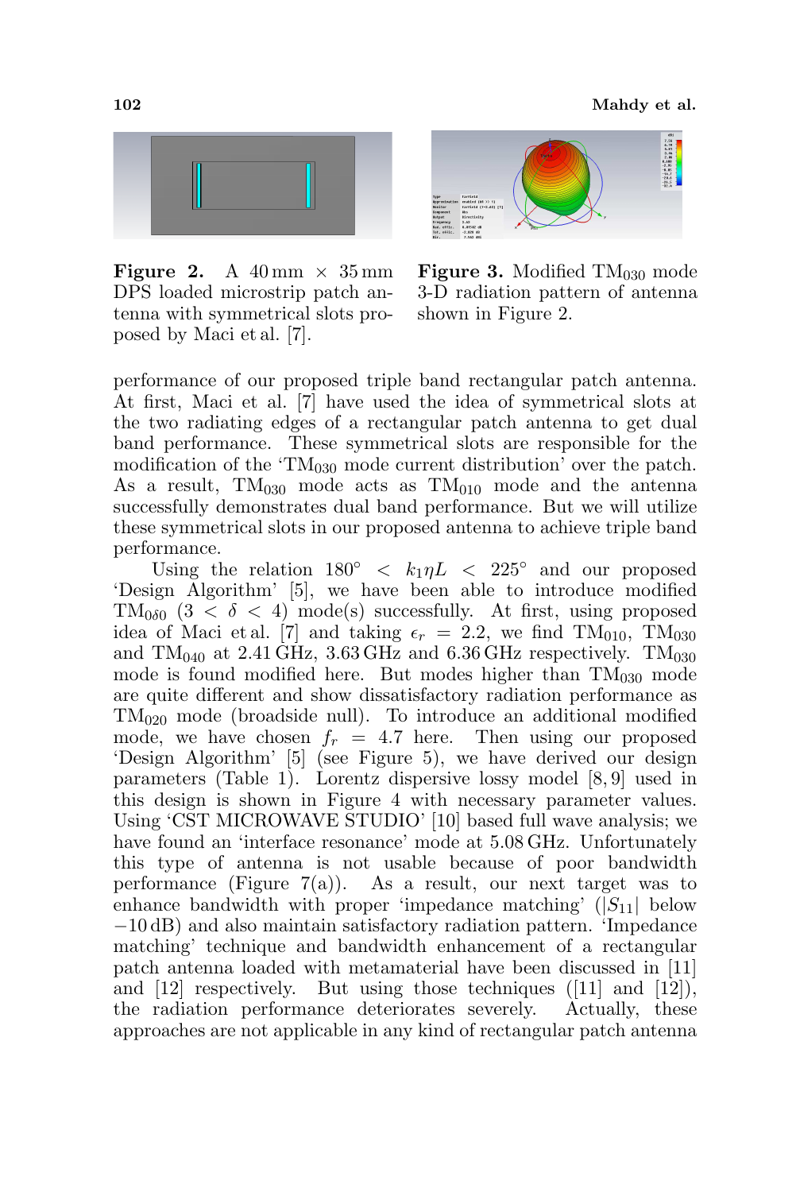**Figure 2.** A 40 mm × 35 mm DPS loaded microstrip patch antenna with symmetrical slots proposed by Maci et al. [7].

**Figure 3.** Modified $TM_{030}$ mode 3-D radiation pattern of antenna shown in Figure 2.

performance of our proposed triple band rectangular patch antenna. At first, Maci et al. [7] have used the idea of symmetrical slots at the two radiating edges of a rectangular patch antenna to get dual band performance. These symmetrical slots are responsible for the modification of the '$TM_{030}$ mode current distribution' over the patch. As a result, $TM_{030}$ mode acts as $TM_{010}$ mode and the antenna successfully demonstrates dual band performance. But we will utilize these symmetrical slots in our proposed antenna to achieve triple band performance.

Using the relation $180^\circ < k_1 \eta L < 225^\circ$ and our proposed 'Design Algorithm' [5], we have been able to introduce modified $TM_{0\delta 0}$ ($3 < \delta < 4$) mode(s) successfully. At first, using proposed idea of Maci et al. [7] and taking $\epsilon_r = 2.2$, we find $TM_{010}$, $TM_{030}$ and $TM_{040}$ at 2.41 GHz, 3.63 GHz and 6.36 GHz respectively. $TM_{030}$ mode is found modified here. But modes higher than $TM_{030}$ mode are quite different and show dissatisfactory radiation performance as $TM_{020}$ mode (broadside null). To introduce an additional modified mode, we have chosen $f_r = 4.7$ here. Then using our proposed 'Design Algorithm' [5] (see Figure 5), we have derived our design parameters (Table 1). Lorentz dispersive lossy model [8, 9] used in this design is shown in Figure 4 with necessary parameter values. Using 'CST MICROWAVE STUDIO' [10] based full wave analysis; we have found an 'interface resonance' mode at 5.08 GHz. Unfortunately this type of antenna is not usable because of poor bandwidth performance (Figure 7(a)). As a result, our next target was to enhance bandwidth with proper 'impedance matching' ($|S_{11}|$ below $-10$ dB) and also maintain satisfactory radiation pattern. 'Impedance matching' technique and bandwidth enhancement of a rectangular patch antenna loaded with metamaterial have been discussed in [11] and [12] respectively. But using those techniques ([11] and [12]), the radiation performance deteriorates severely. Actually, these approaches are not applicable in any kind of rectangular patch antenna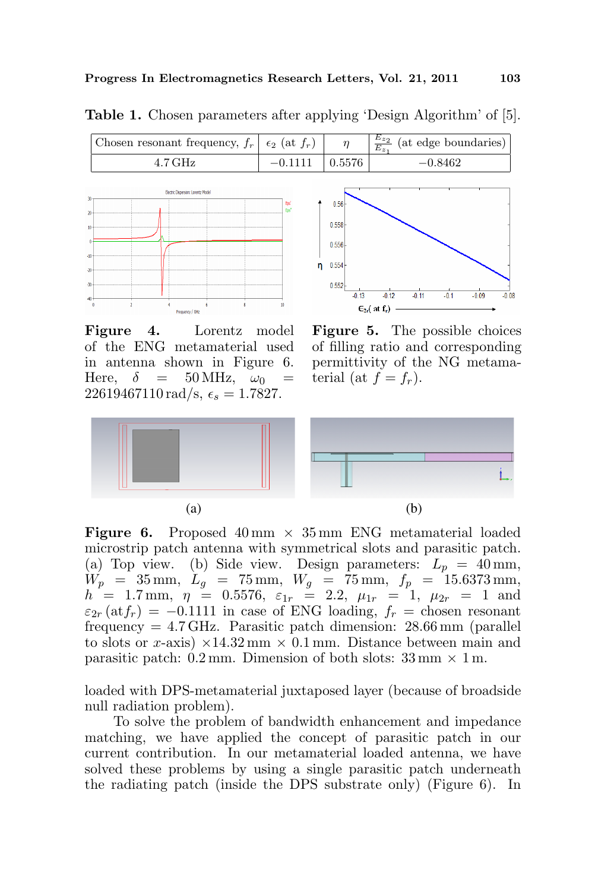**Table 1.** Chosen parameters after applying 'Design Algorithm' of [5].

| Chosen resonant frequency, $f_r$ | $\epsilon_2$ (at $f_r$) | $\eta$ | $\frac{E_{z_2}}{E_{z_1}}$ (at edge boundaries) |
|---|---|---|---|
| 4.7 GHz | $-0.1111$ | 0.5576 | $-0.8462$ |

**Figure 4.** Lorentz model of the ENG metamaterial used in antenna shown in Figure 6. Here, $\delta = 50\,\text{MHz}$, $\omega_0 = 22619467110\,\text{rad/s}$, $\epsilon_s = 1.7827$.

**Figure 5.** The possible choices of filling ratio and corresponding permittivity of the NG metamaterial (at $f = f_r$).

(a) (b)

**Figure 6.** Proposed 40 mm $\times$ 35 mm ENG metamaterial loaded microstrip patch antenna with symmetrical slots and parasitic patch. (a) Top view. (b) Side view. Design parameters: $L_p = 40\,\text{mm}$, $W_p = 35\,\text{mm}$, $L_g = 75\,\text{mm}$, $W_g = 75\,\text{mm}$, $f_p = 15.6373\,\text{mm}$, $h = 1.7\,\text{mm}$, $\eta = 0.5576$, $\varepsilon_{1r} = 2.2$, $\mu_{1r} = 1$, $\mu_{2r} = 1$ and $\varepsilon_{2r}\,(\text{at} f_r) = -0.1111$ in case of ENG loading, $f_r$ = chosen resonant frequency = 4.7 GHz. Parasitic patch dimension: 28.66 mm (parallel to slots or $x$-axis) $\times$14.32 mm $\times$ 0.1 mm. Distance between main and parasitic patch: 0.2 mm. Dimension of both slots: 33 mm $\times$ 1 m.

loaded with DPS-metamaterial juxtaposed layer (because of broadside null radiation problem).

To solve the problem of bandwidth enhancement and impedance matching, we have applied the concept of parasitic patch in our current contribution. In our metamaterial loaded antenna, we have solved these problems by using a single parasitic patch underneath the radiating patch (inside the DPS substrate only) (Figure 6). In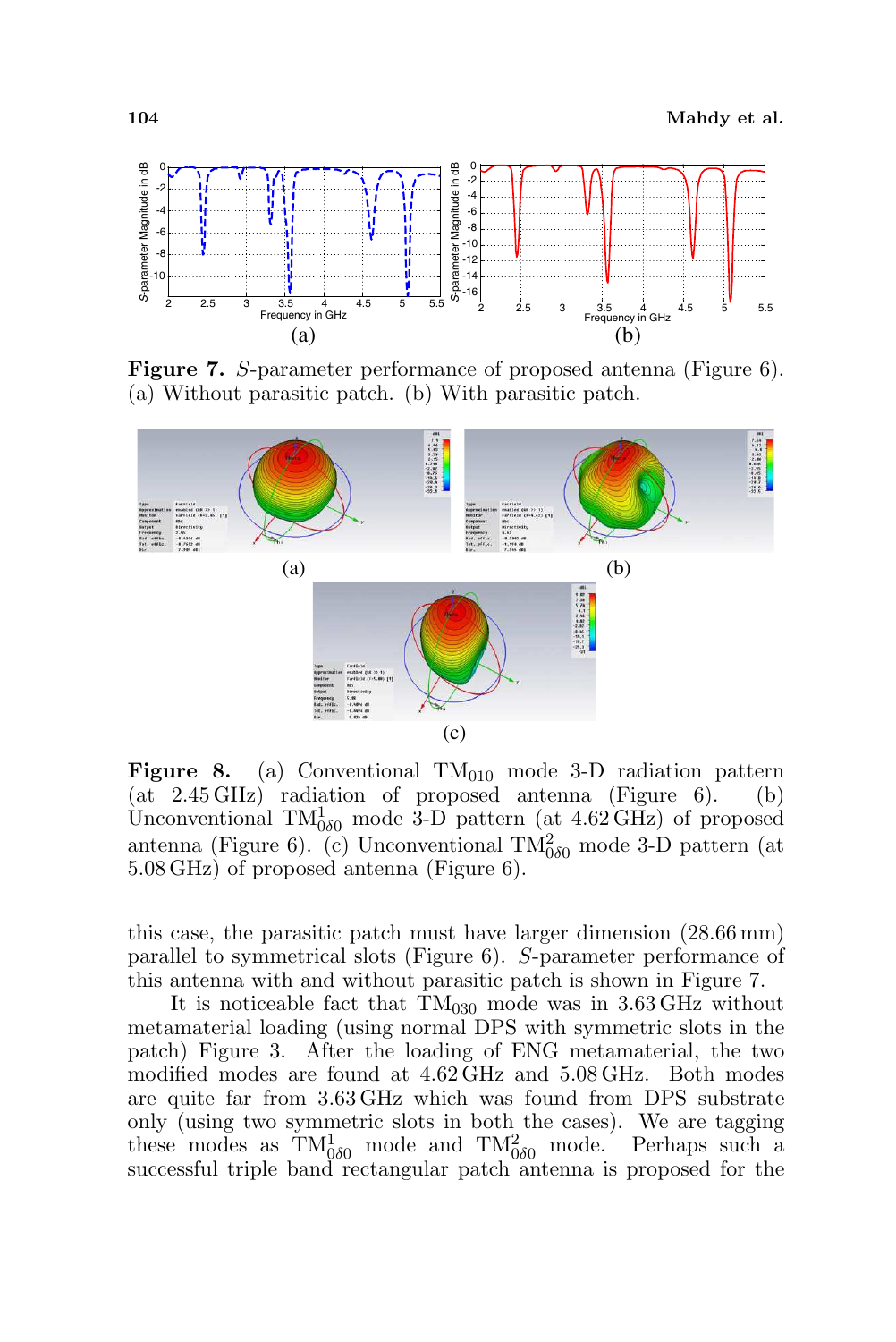**Figure 7.** $S$-parameter performance of proposed antenna (Figure 6). (a) Without parasitic patch. (b) With parasitic patch.

**Figure 8.** (a) Conventional $TM_{010}$ mode 3-D radiation pattern (at 2.45 GHz) radiation of proposed antenna (Figure 6). (b) Unconventional $TM^1_{0\delta 0}$ mode 3-D pattern (at 4.62 GHz) of proposed antenna (Figure 6). (c) Unconventional $TM^2_{0\delta 0}$ mode 3-D pattern (at 5.08 GHz) of proposed antenna (Figure 6).

this case, the parasitic patch must have larger dimension (28.66 mm) parallel to symmetrical slots (Figure 6). $S$-parameter performance of this antenna with and without parasitic patch is shown in Figure 7.

It is noticeable fact that $TM_{030}$ mode was in 3.63 GHz without metamaterial loading (using normal DPS with symmetric slots in the patch) Figure 3. After the loading of ENG metamaterial, the two modified modes are found at 4.62 GHz and 5.08 GHz. Both modes are quite far from 3.63 GHz which was found from DPS substrate only (using two symmetric slots in both the cases). We are tagging these modes as $TM^1_{0\delta 0}$ mode and $TM^2_{0\delta 0}$ mode. Perhaps such a successful triple band rectangular patch antenna is proposed for the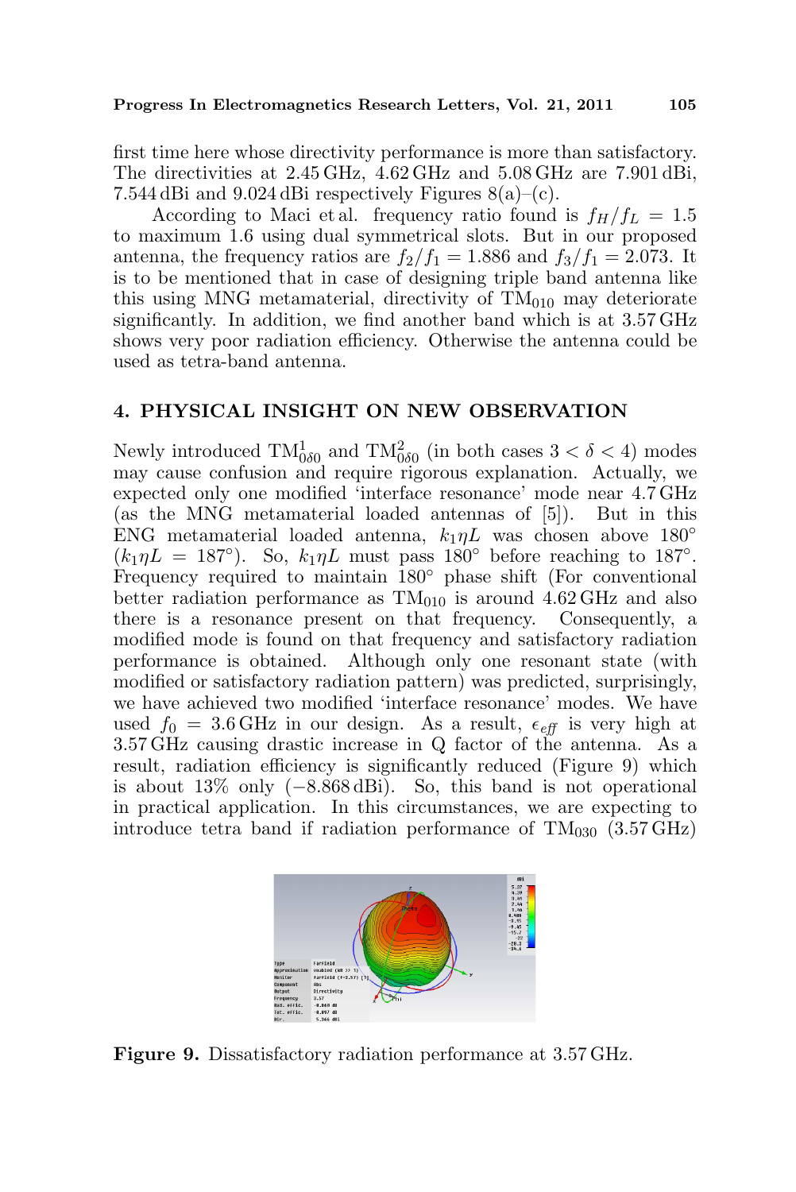first time here whose directivity performance is more than satisfactory. The directivities at 2.45 GHz, 4.62 GHz and 5.08 GHz are 7.901 dBi, 7.544 dBi and 9.024 dBi respectively Figures 8(a)–(c).

According to Maci et al. frequency ratio found is $f_H/f_L = 1.5$ to maximum 1.6 using dual symmetrical slots. But in our proposed antenna, the frequency ratios are $f_2/f_1 = 1.886$ and $f_3/f_1 = 2.073$. It is to be mentioned that in case of designing triple band antenna like this using MNG metamaterial, directivity of $\text{TM}_{010}$ may deteriorate significantly. In addition, we find another band which is at 3.57 GHz shows very poor radiation efficiency. Otherwise the antenna could be used as tetra-band antenna.

## 4. PHYSICAL INSIGHT ON NEW OBSERVATION

Newly introduced $\text{TM}^1_{0\delta 0}$ and $\text{TM}^2_{0\delta 0}$ (in both cases $3 < \delta < 4$) modes may cause confusion and require rigorous explanation. Actually, we expected only one modified 'interface resonance' mode near 4.7 GHz (as the MNG metamaterial loaded antennas of [5]). But in this ENG metamaterial loaded antenna, $k_1\eta L$ was chosen above 180° ($k_1\eta L = 187°$). So, $k_1\eta L$ must pass 180° before reaching to 187°. Frequency required to maintain 180° phase shift (For conventional better radiation performance as $\text{TM}_{010}$ is around 4.62 GHz and also there is a resonance present on that frequency. Consequently, a modified mode is found on that frequency and satisfactory radiation performance is obtained. Although only one resonant state (with modified or satisfactory radiation pattern) was predicted, surprisingly, we have achieved two modified 'interface resonance' modes. We have used $f_0 = 3.6$ GHz in our design. As a result, $\epsilon_{eff}$ is very high at 3.57 GHz causing drastic increase in Q factor of the antenna. As a result, radiation efficiency is significantly reduced (Figure 9) which is about 13% only (−8.868 dBi). So, this band is not operational in practical application. In this circumstances, we are expecting to introduce tetra band if radiation performance of $\text{TM}_{030}$ (3.57 GHz)

**Figure 9.** Dissatisfactory radiation performance at 3.57 GHz.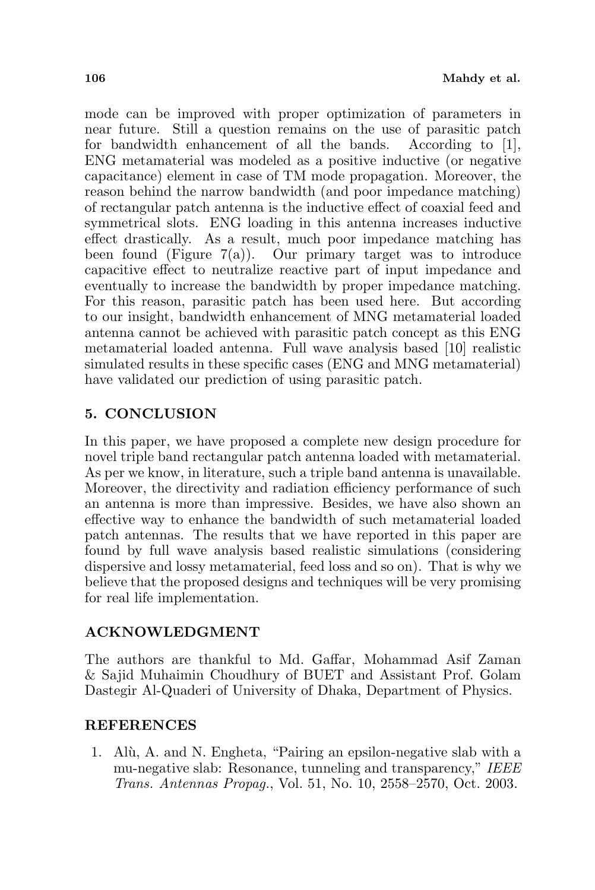mode can be improved with proper optimization of parameters in near future. Still a question remains on the use of parasitic patch for bandwidth enhancement of all the bands. According to [1], ENG metamaterial was modeled as a positive inductive (or negative capacitance) element in case of TM mode propagation. Moreover, the reason behind the narrow bandwidth (and poor impedance matching) of rectangular patch antenna is the inductive effect of coaxial feed and symmetrical slots. ENG loading in this antenna increases inductive effect drastically. As a result, much poor impedance matching has been found (Figure 7(a)). Our primary target was to introduce capacitive effect to neutralize reactive part of input impedance and eventually to increase the bandwidth by proper impedance matching. For this reason, parasitic patch has been used here. But according to our insight, bandwidth enhancement of MNG metamaterial loaded antenna cannot be achieved with parasitic patch concept as this ENG metamaterial loaded antenna. Full wave analysis based [10] realistic simulated results in these specific cases (ENG and MNG metamaterial) have validated our prediction of using parasitic patch.

## 5. CONCLUSION

In this paper, we have proposed a complete new design procedure for novel triple band rectangular patch antenna loaded with metamaterial. As per we know, in literature, such a triple band antenna is unavailable. Moreover, the directivity and radiation efficiency performance of such an antenna is more than impressive. Besides, we have also shown an effective way to enhance the bandwidth of such metamaterial loaded patch antennas. The results that we have reported in this paper are found by full wave analysis based realistic simulations (considering dispersive and lossy metamaterial, feed loss and so on). That is why we believe that the proposed designs and techniques will be very promising for real life implementation.

## ACKNOWLEDGMENT

The authors are thankful to Md. Gaffar, Mohammad Asif Zaman & Sajid Muhaimin Choudhury of BUET and Assistant Prof. Golam Dastegir Al-Quaderi of University of Dhaka, Department of Physics.

## REFERENCES

1. Alù, A. and N. Engheta, "Pairing an epsilon-negative slab with a mu-negative slab: Resonance, tunneling and transparency," *IEEE Trans. Antennas Propag.*, Vol. 51, No. 10, 2558–2570, Oct. 2003.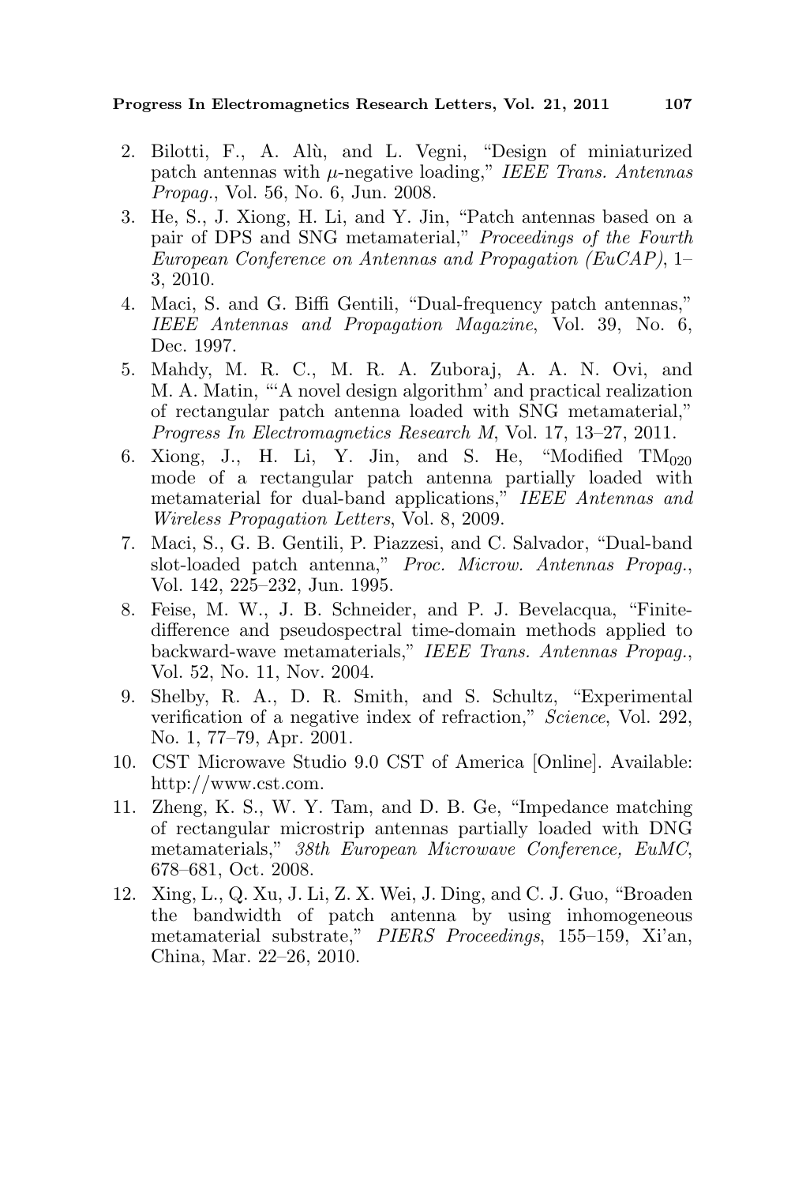2. Bilotti, F., A. Alù, and L. Vegni, "Design of miniaturized patch antennas with $\mu$-negative loading," *IEEE Trans. Antennas Propag.*, Vol. 56, No. 6, Jun. 2008.
3. He, S., J. Xiong, H. Li, and Y. Jin, "Patch antennas based on a pair of DPS and SNG metamaterial," *Proceedings of the Fourth European Conference on Antennas and Propagation (EuCAP)*, 1–3, 2010.
4. Maci, S. and G. Biffi Gentili, "Dual-frequency patch antennas," *IEEE Antennas and Propagation Magazine*, Vol. 39, No. 6, Dec. 1997.
5. Mahdy, M. R. C., M. R. A. Zuboraj, A. A. N. Ovi, and M. A. Matin, "'A novel design algorithm' and practical realization of rectangular patch antenna loaded with SNG metamaterial," *Progress In Electromagnetics Research M*, Vol. 17, 13–27, 2011.
6. Xiong, J., H. Li, Y. Jin, and S. He, "Modified $TM_{020}$ mode of a rectangular patch antenna partially loaded with metamaterial for dual-band applications," *IEEE Antennas and Wireless Propagation Letters*, Vol. 8, 2009.
7. Maci, S., G. B. Gentili, P. Piazzesi, and C. Salvador, "Dual-band slot-loaded patch antenna," *Proc. Microw. Antennas Propag.*, Vol. 142, 225–232, Jun. 1995.
8. Feise, M. W., J. B. Schneider, and P. J. Bevelacqua, "Finite-difference and pseudospectral time-domain methods applied to backward-wave metamaterials," *IEEE Trans. Antennas Propag.*, Vol. 52, No. 11, Nov. 2004.
9. Shelby, R. A., D. R. Smith, and S. Schultz, "Experimental verification of a negative index of refraction," *Science*, Vol. 292, No. 1, 77–79, Apr. 2001.
10. CST Microwave Studio 9.0 CST of America [Online]. Available: http://www.cst.com.
11. Zheng, K. S., W. Y. Tam, and D. B. Ge, "Impedance matching of rectangular microstrip antennas partially loaded with DNG metamaterials," *38th European Microwave Conference, EuMC*, 678–681, Oct. 2008.
12. Xing, L., Q. Xu, J. Li, Z. X. Wei, J. Ding, and C. J. Guo, "Broaden the bandwidth of patch antenna by using inhomogeneous metamaterial substrate," *PIERS Proceedings*, 155–159, Xi'an, China, Mar. 22–26, 2010.